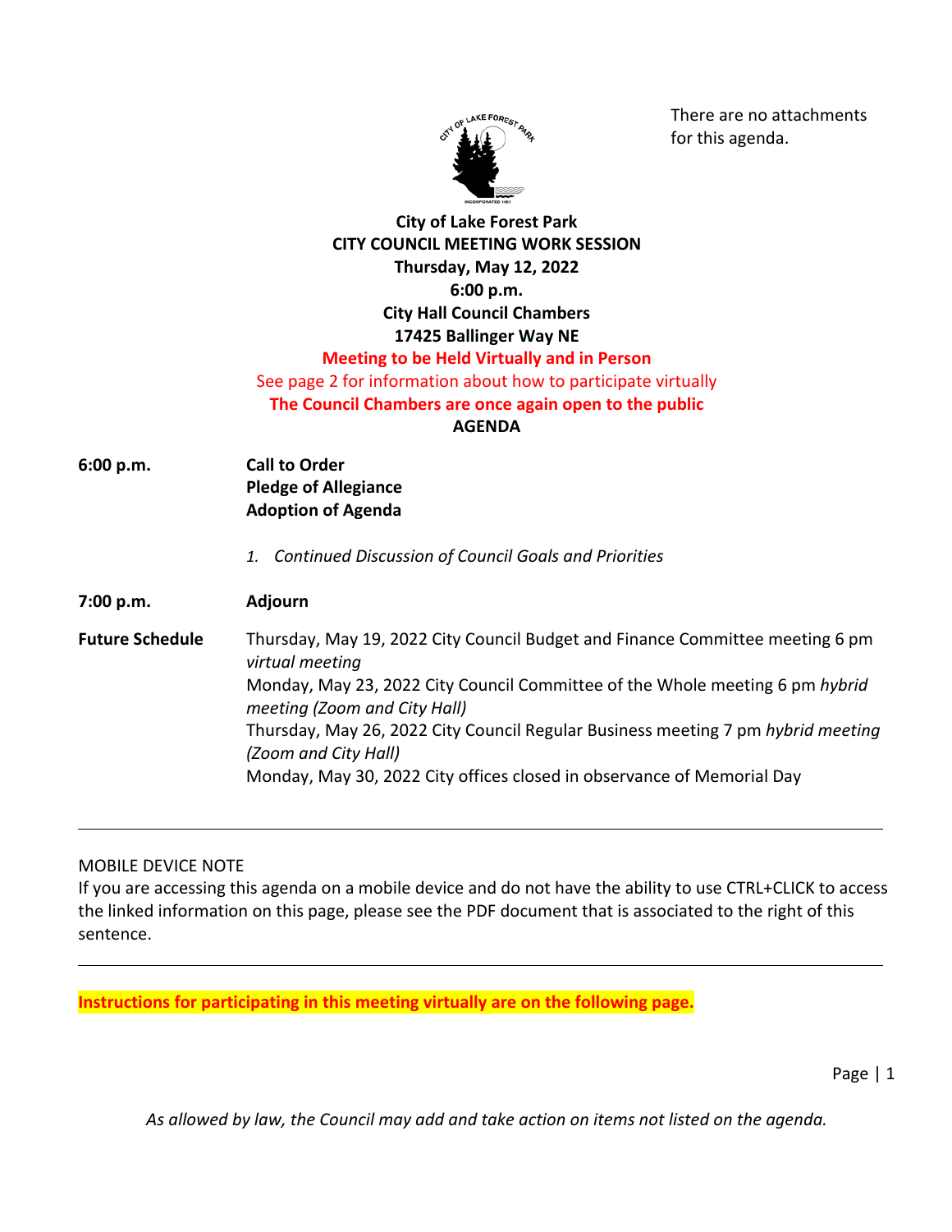There are no attachments for this agenda.

**City of Lake Forest Park**
**CITY COUNCIL MEETING WORK SESSION**
**Thursday, May 12, 2022**
**6:00 p.m.**
**City Hall Council Chambers**
**17425 Ballinger Way NE**

**Meeting to be Held Virtually and in Person**

See page 2 for information about how to participate virtually

**The Council Chambers are once again open to the public**

**AGENDA**

**6:00 p.m.** **Call to Order**
**Pledge of Allegiance**
**Adoption of Agenda**

1. *Continued Discussion of Council Goals and Priorities*

**7:00 p.m.** **Adjourn**

**Future Schedule**

Thursday, May 19, 2022 City Council Budget and Finance Committee meeting 6 pm *virtual meeting*

Monday, May 23, 2022 City Council Committee of the Whole meeting 6 pm *hybrid meeting (Zoom and City Hall)*

Thursday, May 26, 2022 City Council Regular Business meeting 7 pm *hybrid meeting (Zoom and City Hall)*

Monday, May 30, 2022 City offices closed in observance of Memorial Day

---

MOBILE DEVICE NOTE

If you are accessing this agenda on a mobile device and do not have the ability to use CTRL+CLICK to access the linked information on this page, please see the PDF document that is associated to the right of this sentence.

---

**Instructions for participating in this meeting virtually are on the following page.**

*As allowed by law, the Council may add and take action on items not listed on the agenda.*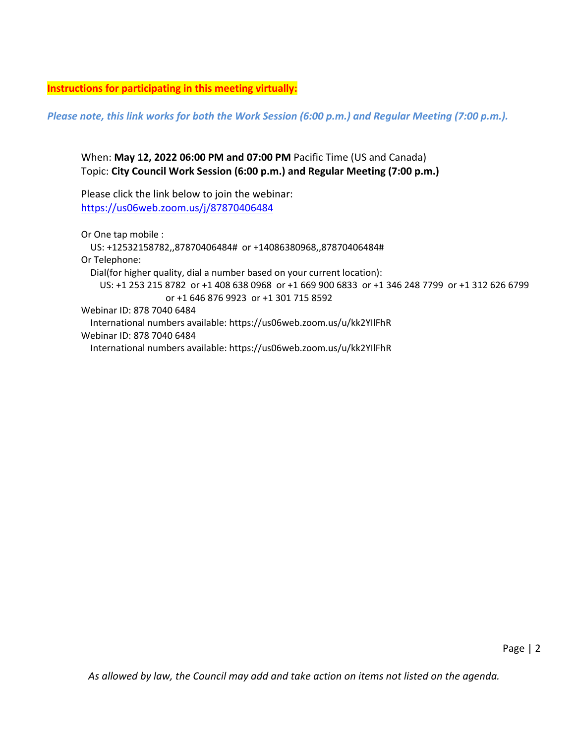**Instructions for participating in this meeting virtually:**

*Please note, this link works for both the Work Session (6:00 p.m.) and Regular Meeting (7:00 p.m.).*

When: **May 12, 2022 06:00 PM and 07:00 PM** Pacific Time (US and Canada)
Topic: **City Council Work Session (6:00 p.m.) and Regular Meeting (7:00 p.m.)**

Please click the link below to join the webinar:
https://us06web.zoom.us/j/87870406484

Or One tap mobile :
US: +12532158782,,87870406484# or +14086380968,,87870406484#
Or Telephone:
Dial(for higher quality, dial a number based on your current location):
US: +1 253 215 8782 or +1 408 638 0968 or +1 669 900 6833 or +1 346 248 7799 or +1 312 626 6799 or +1 646 876 9923 or +1 301 715 8592
Webinar ID: 878 7040 6484
International numbers available: https://us06web.zoom.us/u/kk2YIlFhR
Webinar ID: 878 7040 6484
International numbers available: https://us06web.zoom.us/u/kk2YIlFhR

*As allowed by law, the Council may add and take action on items not listed on the agenda.*